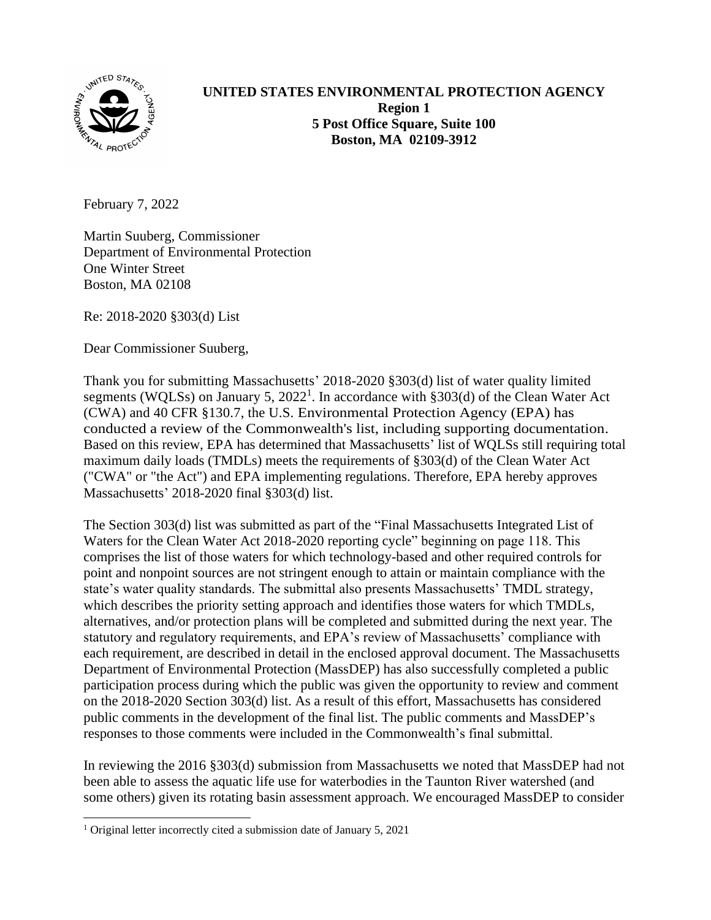**UNITED STATES ENVIRONMENTAL PROTECTION AGENCY**
**Region 1**
**5 Post Office Square, Suite 100**
**Boston, MA 02109-3912**

February 7, 2022

Martin Suuberg, Commissioner
Department of Environmental Protection
One Winter Street
Boston, MA 02108

Re: 2018-2020 §303(d) List

Dear Commissioner Suuberg,

Thank you for submitting Massachusetts' 2018-2020 §303(d) list of water quality limited segments (WQLSs) on January 5, 2022[1]. In accordance with §303(d) of the Clean Water Act (CWA) and 40 CFR §130.7, the U.S. Environmental Protection Agency (EPA) has conducted a review of the Commonwealth's list, including supporting documentation. Based on this review, EPA has determined that Massachusetts' list of WQLSs still requiring total maximum daily loads (TMDLs) meets the requirements of §303(d) of the Clean Water Act ("CWA" or "the Act") and EPA implementing regulations. Therefore, EPA hereby approves Massachusetts' 2018-2020 final §303(d) list.

The Section 303(d) list was submitted as part of the "Final Massachusetts Integrated List of Waters for the Clean Water Act 2018-2020 reporting cycle" beginning on page 118. This comprises the list of those waters for which technology-based and other required controls for point and nonpoint sources are not stringent enough to attain or maintain compliance with the state's water quality standards. The submittal also presents Massachusetts' TMDL strategy, which describes the priority setting approach and identifies those waters for which TMDLs, alternatives, and/or protection plans will be completed and submitted during the next year. The statutory and regulatory requirements, and EPA's review of Massachusetts' compliance with each requirement, are described in detail in the enclosed approval document. The Massachusetts Department of Environmental Protection (MassDEP) has also successfully completed a public participation process during which the public was given the opportunity to review and comment on the 2018-2020 Section 303(d) list. As a result of this effort, Massachusetts has considered public comments in the development of the final list. The public comments and MassDEP's responses to those comments were included in the Commonwealth's final submittal.

In reviewing the 2016 §303(d) submission from Massachusetts we noted that MassDEP had not been able to assess the aquatic life use for waterbodies in the Taunton River watershed (and some others) given its rotating basin assessment approach. We encouraged MassDEP to consider

[1] Original letter incorrectly cited a submission date of January 5, 2021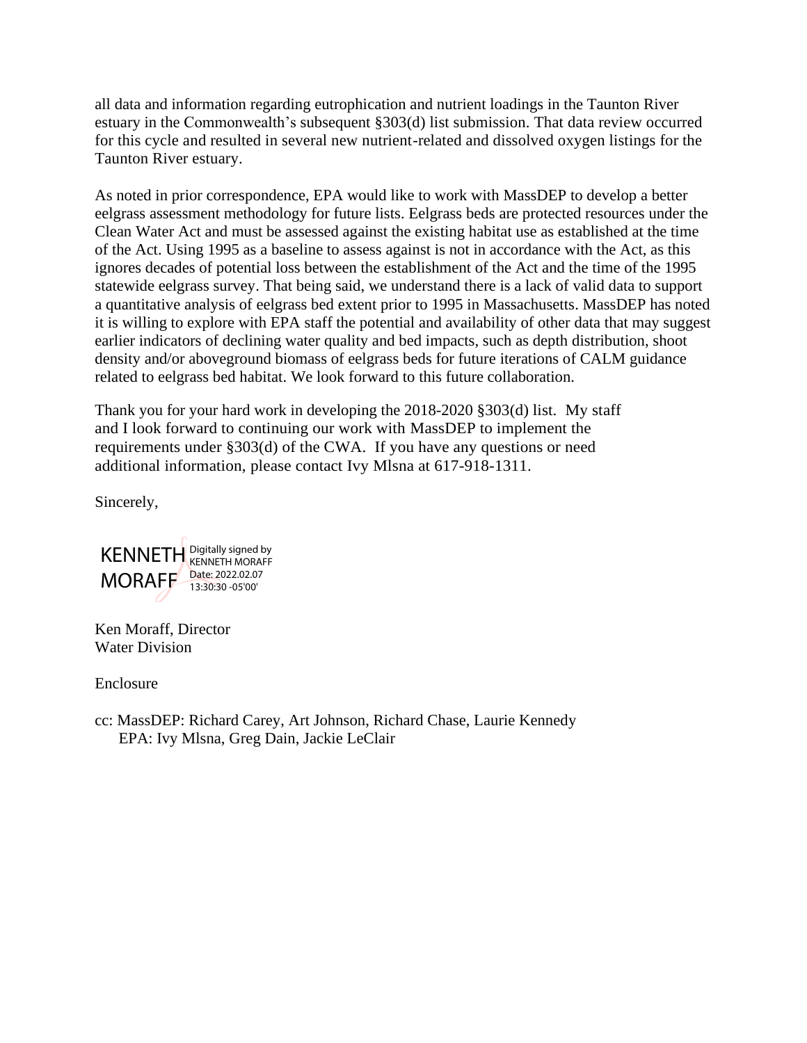all data and information regarding eutrophication and nutrient loadings in the Taunton River estuary in the Commonwealth's subsequent §303(d) list submission. That data review occurred for this cycle and resulted in several new nutrient-related and dissolved oxygen listings for the Taunton River estuary.

As noted in prior correspondence, EPA would like to work with MassDEP to develop a better eelgrass assessment methodology for future lists. Eelgrass beds are protected resources under the Clean Water Act and must be assessed against the existing habitat use as established at the time of the Act. Using 1995 as a baseline to assess against is not in accordance with the Act, as this ignores decades of potential loss between the establishment of the Act and the time of the 1995 statewide eelgrass survey. That being said, we understand there is a lack of valid data to support a quantitative analysis of eelgrass bed extent prior to 1995 in Massachusetts. MassDEP has noted it is willing to explore with EPA staff the potential and availability of other data that may suggest earlier indicators of declining water quality and bed impacts, such as depth distribution, shoot density and/or aboveground biomass of eelgrass beds for future iterations of CALM guidance related to eelgrass bed habitat. We look forward to this future collaboration.

Thank you for your hard work in developing the 2018-2020 §303(d) list. My staff and I look forward to continuing our work with MassDEP to implement the requirements under §303(d) of the CWA. If you have any questions or need additional information, please contact Ivy Mlsna at 617-918-1311.

Sincerely,

KENNETH MORAFF
Digitally signed by KENNETH MORAFF
Date: 2022.02.07 13:30:30 -05'00'

Ken Moraff, Director
Water Division

Enclosure

cc: MassDEP: Richard Carey, Art Johnson, Richard Chase, Laurie Kennedy
EPA: Ivy Mlsna, Greg Dain, Jackie LeClair